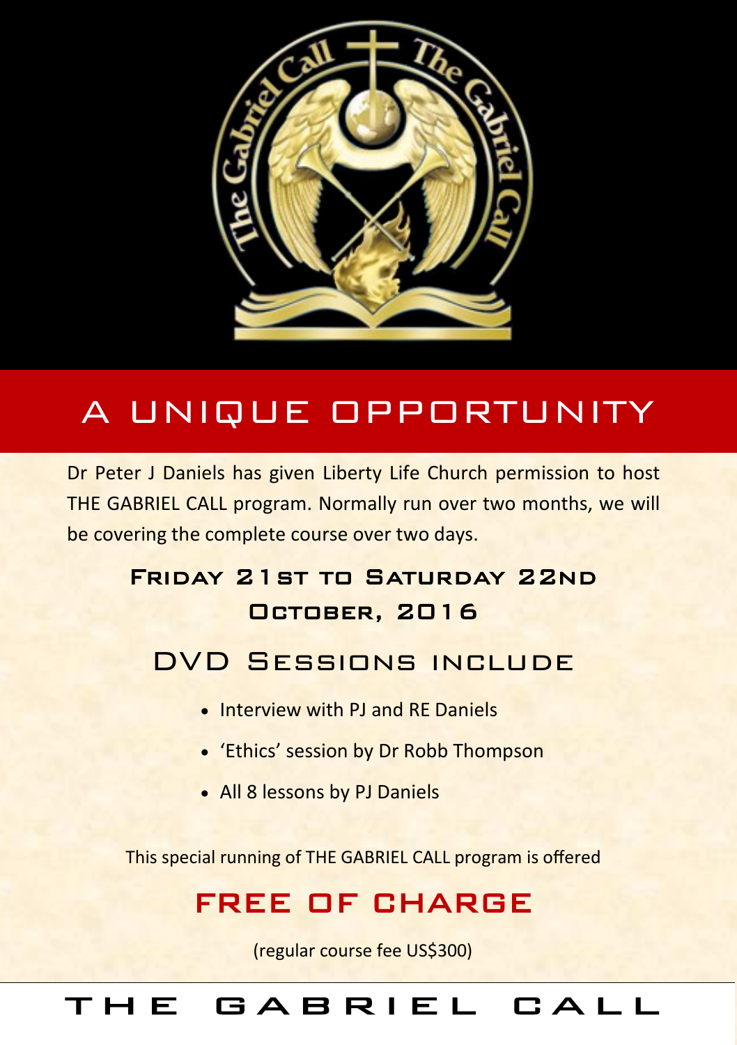# A UNIQUE OPPORTUNITY

Dr Peter J Daniels has given Liberty Life Church permission to host THE GABRIEL CALL program. Normally run over two months, we will be covering the complete course over two days.

### Friday 21st to Saturday 22nd October, 2016

## DVD Sessions include

- Interview with PJ and RE Daniels
- 'Ethics' session by Dr Robb Thompson
- All 8 lessons by PJ Daniels

This special running of THE GABRIEL CALL program is offered

## FREE OF CHARGE

(regular course fee US$300)

# THE GABRIEL CALL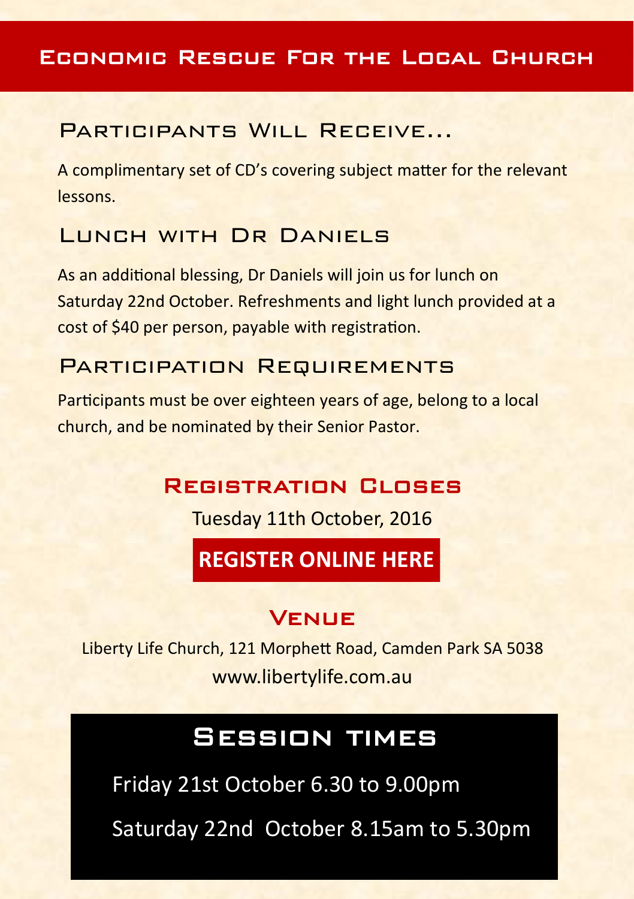# Economic Rescue For the Local Church

## Participants Will Receive...

A complimentary set of CD's covering subject matter for the relevant lessons.

## Lunch with Dr Daniels

As an additional blessing, Dr Daniels will join us for lunch on Saturday 22nd October. Refreshments and light lunch provided at a cost of $40 per person, payable with registration.

## Participation Requirements

Participants must be over eighteen years of age, belong to a local church, and be nominated by their Senior Pastor.

## Registration Closes

Tuesday 11th October, 2016

**REGISTER ONLINE HERE**

## Venue

Liberty Life Church, 121 Morphett Road, Camden Park SA 5038

www.libertylife.com.au

## Session times

Friday 21st October 6.30 to 9.00pm

Saturday 22nd October 8.15am to 5.30pm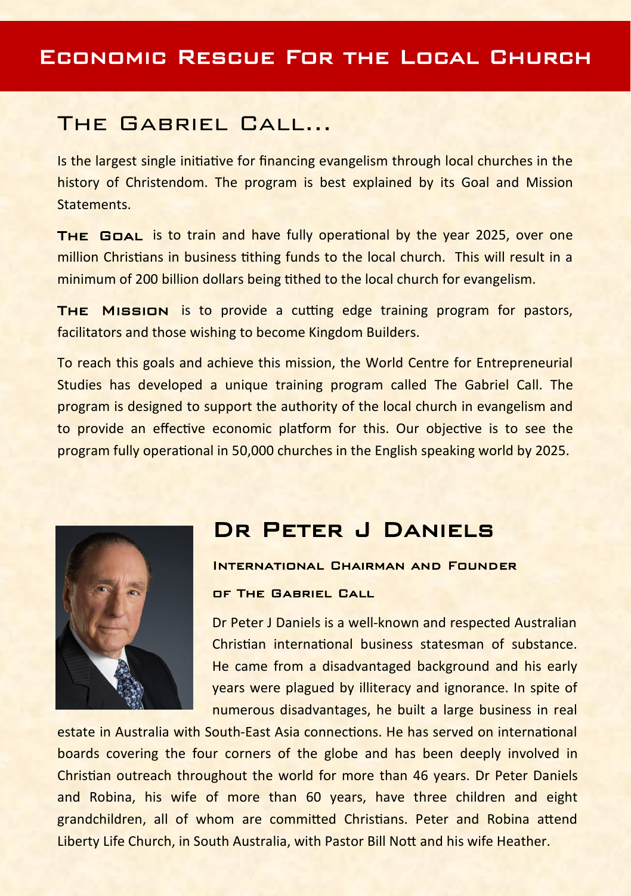# Economic Rescue For the Local Church

## The Gabriel Call...

Is the largest single initiative for financing evangelism through local churches in the history of Christendom. The program is best explained by its Goal and Mission Statements.

**The Goal** is to train and have fully operational by the year 2025, over one million Christians in business tithing funds to the local church. This will result in a minimum of 200 billion dollars being tithed to the local church for evangelism.

**The Mission** is to provide a cutting edge training program for pastors, facilitators and those wishing to become Kingdom Builders.

To reach this goals and achieve this mission, the World Centre for Entrepreneurial Studies has developed a unique training program called The Gabriel Call. The program is designed to support the authority of the local church in evangelism and to provide an effective economic platform for this. Our objective is to see the program fully operational in 50,000 churches in the English speaking world by 2025.

## Dr Peter J Daniels

### International Chairman and Founder of The Gabriel Call

Dr Peter J Daniels is a well-known and respected Australian Christian international business statesman of substance. He came from a disadvantaged background and his early years were plagued by illiteracy and ignorance. In spite of numerous disadvantages, he built a large business in real estate in Australia with South-East Asia connections. He has served on international boards covering the four corners of the globe and has been deeply involved in Christian outreach throughout the world for more than 46 years. Dr Peter Daniels and Robina, his wife of more than 60 years, have three children and eight grandchildren, all of whom are committed Christians. Peter and Robina attend Liberty Life Church, in South Australia, with Pastor Bill Nott and his wife Heather.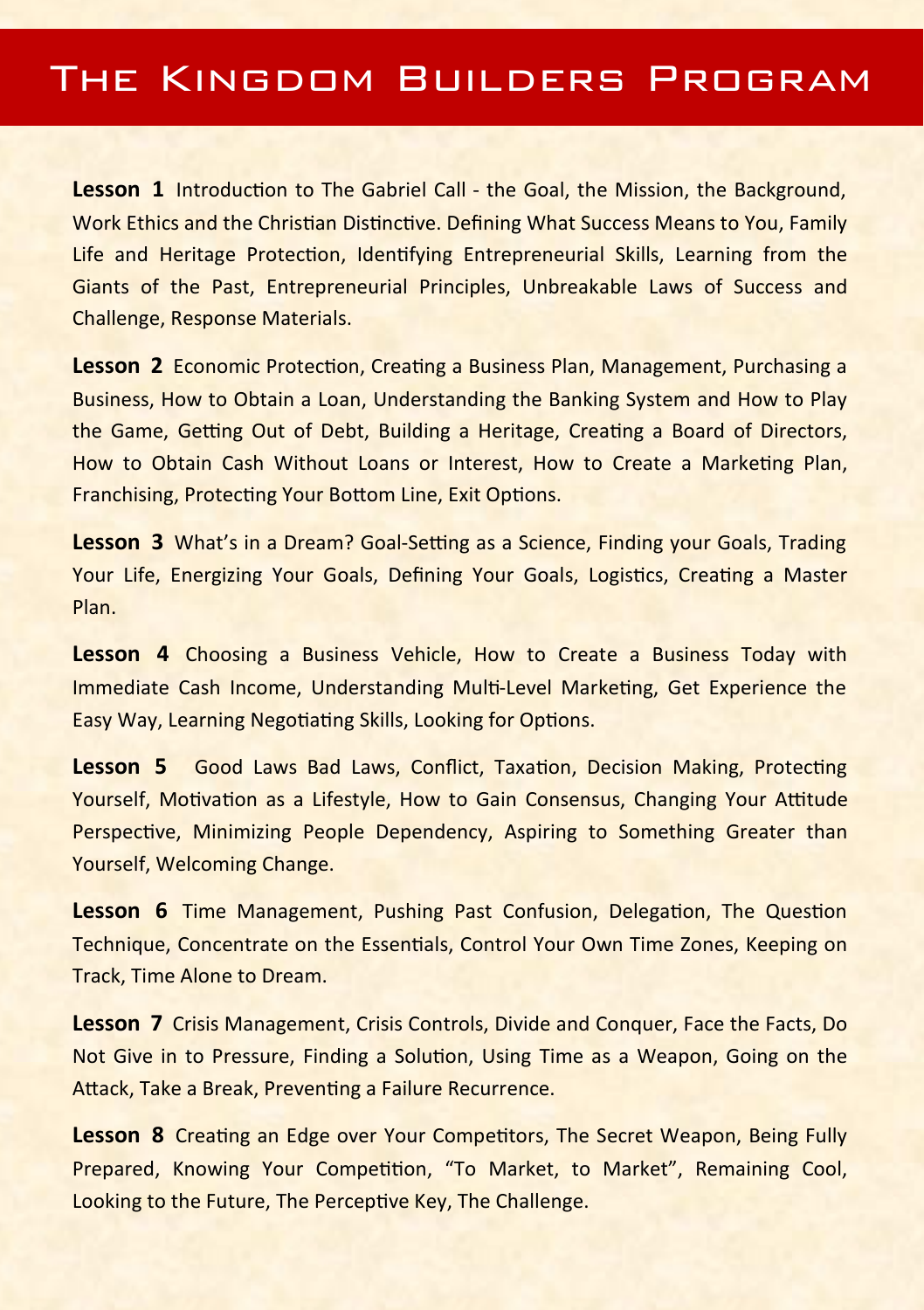# The Kingdom Builders Program

**Lesson 1** Introduction to The Gabriel Call - the Goal, the Mission, the Background, Work Ethics and the Christian Distinctive. Defining What Success Means to You, Family Life and Heritage Protection, Identifying Entrepreneurial Skills, Learning from the Giants of the Past, Entrepreneurial Principles, Unbreakable Laws of Success and Challenge, Response Materials.

**Lesson 2** Economic Protection, Creating a Business Plan, Management, Purchasing a Business, How to Obtain a Loan, Understanding the Banking System and How to Play the Game, Getting Out of Debt, Building a Heritage, Creating a Board of Directors, How to Obtain Cash Without Loans or Interest, How to Create a Marketing Plan, Franchising, Protecting Your Bottom Line, Exit Options.

**Lesson 3** What's in a Dream? Goal-Setting as a Science, Finding your Goals, Trading Your Life, Energizing Your Goals, Defining Your Goals, Logistics, Creating a Master Plan.

**Lesson 4** Choosing a Business Vehicle, How to Create a Business Today with Immediate Cash Income, Understanding Multi-Level Marketing, Get Experience the Easy Way, Learning Negotiating Skills, Looking for Options.

**Lesson 5** Good Laws Bad Laws, Conflict, Taxation, Decision Making, Protecting Yourself, Motivation as a Lifestyle, How to Gain Consensus, Changing Your Attitude Perspective, Minimizing People Dependency, Aspiring to Something Greater than Yourself, Welcoming Change.

**Lesson 6** Time Management, Pushing Past Confusion, Delegation, The Question Technique, Concentrate on the Essentials, Control Your Own Time Zones, Keeping on Track, Time Alone to Dream.

**Lesson 7** Crisis Management, Crisis Controls, Divide and Conquer, Face the Facts, Do Not Give in to Pressure, Finding a Solution, Using Time as a Weapon, Going on the Attack, Take a Break, Preventing a Failure Recurrence.

**Lesson 8** Creating an Edge over Your Competitors, The Secret Weapon, Being Fully Prepared, Knowing Your Competition, "To Market, to Market", Remaining Cool, Looking to the Future, The Perceptive Key, The Challenge.